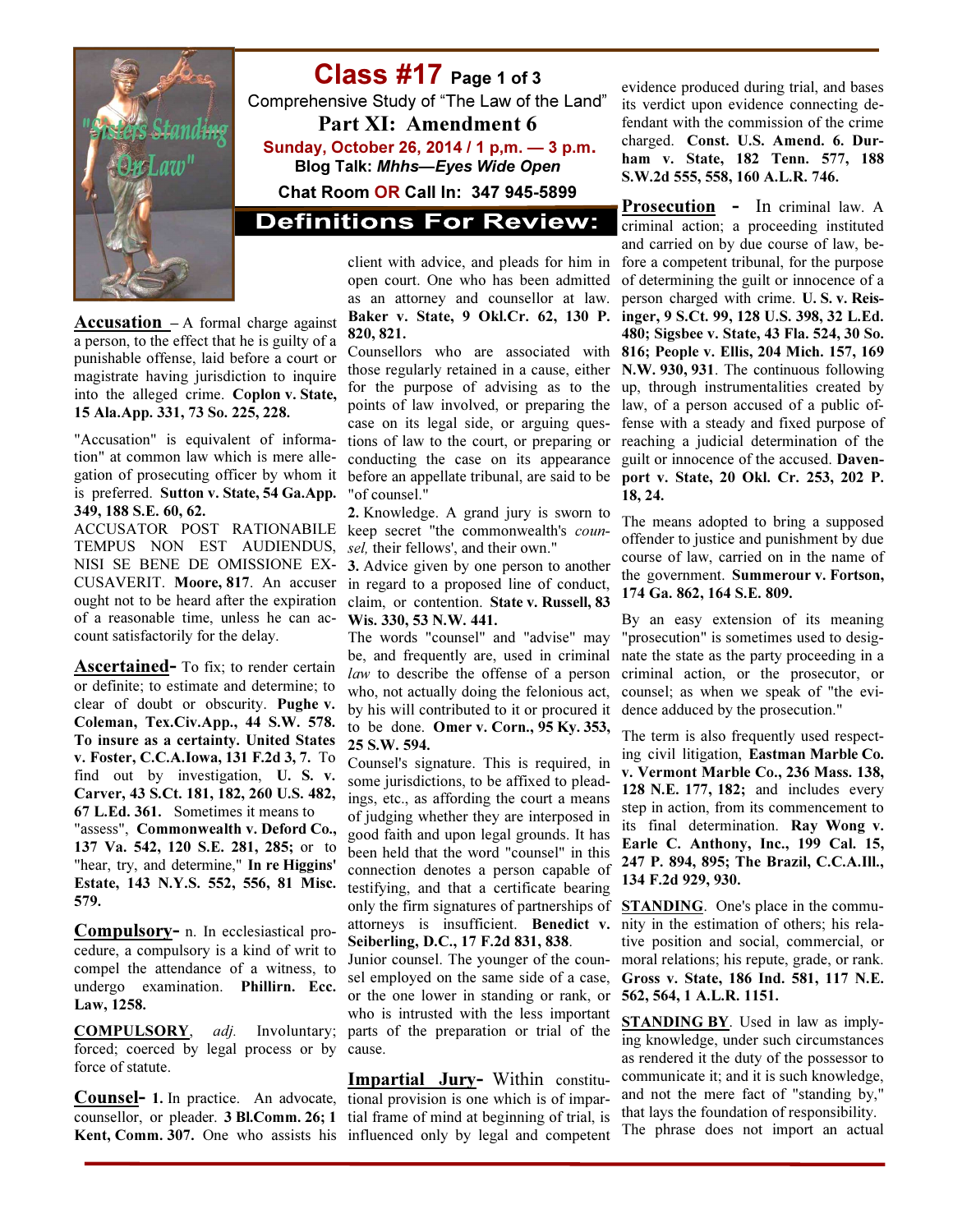# Class #17 Page 1 of 3

Comprehensive Study of "The Law of the Land"

## Part XI: Amendment 6

**Sunday, October 26, 2014 / 1 p,m. — 3 p.m.**

**Blog Talk: *Mhhs—Eyes Wide Open***

**Chat Room OR Call In: 347 945-5899**

## Definitions For Review:

**Accusation** – A formal charge against a person, to the effect that he is guilty of a punishable offense, laid before a court or magistrate having jurisdiction to inquire into the alleged crime. **Coplon v. State, 15 Ala.App. 331, 73 So. 225, 228.**

"Accusation" is equivalent of information" at common law which is mere allegation of prosecuting officer by whom it is preferred. **Sutton v. State, 54 Ga.App. 349, 188 S.E. 60, 62.**

ACCUSATOR POST RATIONABILE TEMPUS NON EST AUDIENDUS, NISI SE BENE DE OMISSIONE EXCUSAVERIT. **Moore, 817**. An accuser ought not to be heard after the expiration of a reasonable time, unless he can account satisfactorily for the delay.

**Ascertained-** To fix; to render certain or definite; to estimate and determine; to clear of doubt or obscurity. **Pughe v. Coleman, Tex.Civ.App., 44 S.W. 578. To insure as a certainty. United States v. Foster, C.C.A.Iowa, 131 F.2d 3, 7.** To find out by investigation, **U. S. v. Carver, 43 S.Ct. 181, 182, 260 U.S. 482, 67 L.Ed. 361.** Sometimes it means to "assess", **Commonwealth v. Deford Co., 137 Va. 542, 120 S.E. 281, 285;** or to "hear, try, and determine," **In re Higgins' Estate, 143 N.Y.S. 552, 556, 81 Misc. 579.**

**Compulsory-** n. In ecclesiastical procedure, a compulsory is a kind of writ to compel the attendance of a witness, to undergo examination. **Phillirn. Ecc. Law, 1258.**

**COMPULSORY**, *adj.* Involuntary; forced; coerced by legal process or by force of statute.

**Counsel- 1.** In practice. An advocate, counsellor, or pleader. **3 Bl.Comm. 26; 1 Kent, Comm. 307.** One who assists his client with advice, and pleads for him in open court. One who has been admitted as an attorney and counsellor at law. **Baker v. State, 9 Okl.Cr. 62, 130 P. 820, 821.**

Counsellors who are associated with those regularly retained in a cause, either for the purpose of advising as to the points of law involved, or preparing the case on its legal side, or arguing questions of law to the court, or preparing or conducting the case on its appearance before an appellate tribunal, are said to be "of counsel."

**2.** Knowledge. A grand jury is sworn to keep secret "the commonwealth's *counsel,* their fellows', and their own."

**3.** Advice given by one person to another in regard to a proposed line of conduct, claim, or contention. **State v. Russell, 83 Wis. 330, 53 N.W. 441.**

The words "counsel" and "advise" may be, and frequently are, used in criminal *law* to describe the offense of a person who, not actually doing the felonious act, by his will contributed to it or procured it to be done. **Omer v. Corn., 95 Ky. 353, 25 S.W. 594.**

Counsel's signature. This is required, in some jurisdictions, to be affixed to pleadings, etc., as affording the court a means of judging whether they are interposed in good faith and upon legal grounds. It has been held that the word "counsel" in this connection denotes a person capable of testifying, and that a certificate bearing only the firm signatures of partnerships of attorneys is insufficient. **Benedict v. Seiberling, D.C., 17 F.2d 831, 838**.

Junior counsel. The younger of the counsel employed on the same side of a case, or the one lower in standing or rank, or who is intrusted with the less important parts of the preparation or trial of the cause.

**Impartial Jury-** Within constitutional provision is one which is of impartial frame of mind at beginning of trial, is influenced only by legal and competent evidence produced during trial, and bases its verdict upon evidence connecting defendant with the commission of the crime charged. **Const. U.S. Amend. 6. Durham v. State, 182 Tenn. 577, 188 S.W.2d 555, 558, 160 A.L.R. 746.**

**Prosecution -** In criminal law. A criminal action; a proceeding instituted and carried on by due course of law, before a competent tribunal, for the purpose of determining the guilt or innocence of a person charged with crime. **U. S. v. Reisinger, 9 S.Ct. 99, 128 U.S. 398, 32 L.Ed. 480; Sigsbee v. State, 43 Fla. 524, 30 So. 816; People v. Ellis, 204 Mich. 157, 169 N.W. 930, 931**. The continuous following up, through instrumentalities created by law, of a person accused of a public offense with a steady and fixed purpose of reaching a judicial determination of the guilt or innocence of the accused. **Davenport v. State, 20 Okl. Cr. 253, 202 P. 18, 24.**

The means adopted to bring a supposed offender to justice and punishment by due course of law, carried on in the name of the government. **Summerour v. Fortson, 174 Ga. 862, 164 S.E. 809.**

By an easy extension of its meaning "prosecution" is sometimes used to designate the state as the party proceeding in a criminal action, or the prosecutor, or counsel; as when we speak of "the evidence adduced by the prosecution."

The term is also frequently used respecting civil litigation, **Eastman Marble Co. v. Vermont Marble Co., 236 Mass. 138, 128 N.E. 177, 182;** and includes every step in action, from its commencement to its final determination. **Ray Wong v. Earle C. Anthony, Inc., 199 Cal. 15, 247 P. 894, 895; The Brazil, C.C.A.Ill., 134 F.2d 929, 930.**

**STANDING**. One's place in the community in the estimation of others; his relative position and social, commercial, or moral relations; his repute, grade, or rank. **Gross v. State, 186 Ind. 581, 117 N.E. 562, 564, 1 A.L.R. 1151.**

**STANDING BY**. Used in law as implying knowledge, under such circumstances as rendered it the duty of the possessor to communicate it; and it is such knowledge, and not the mere fact of "standing by," that lays the foundation of responsibility. The phrase does not import an actual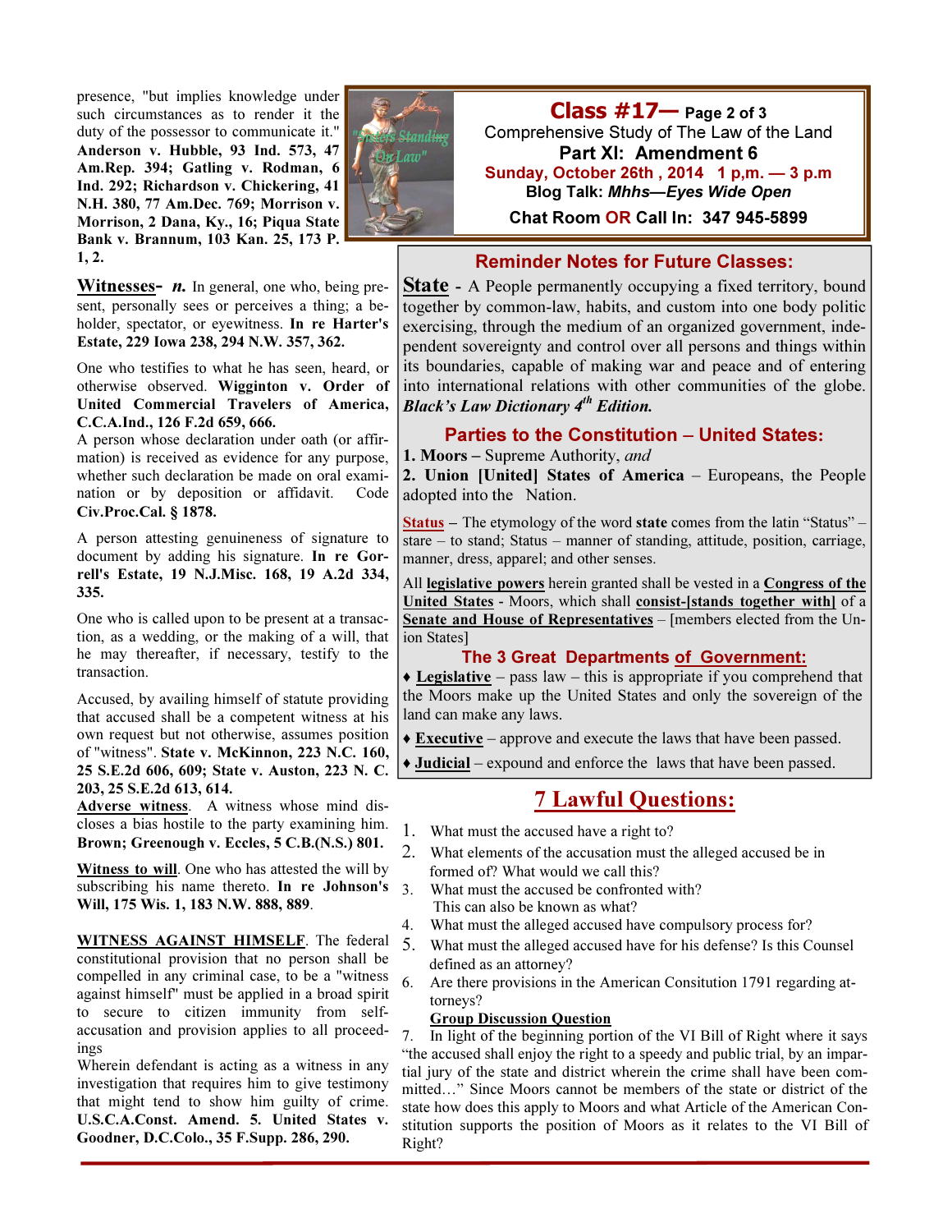presence, "but implies knowledge under such circumstances as to render it the duty of the possessor to communicate it." **Anderson v. Hubble, 93 Ind. 573, 47 Am.Rep. 394; Gatling v. Rodman, 6 Ind. 292; Richardson v. Chickering, 41 N.H. 380, 77 Am.Dec. 769; Morrison v. Morrison, 2 Dana, Ky., 16; Piqua State Bank v. Brannum, 103 Kan. 25, 173 P. 1, 2.**

**Witnesses-** ***n.*** In general, one who, being present, personally sees or perceives a thing; a beholder, spectator, or eyewitness. **In re Harter's Estate, 229 Iowa 238, 294 N.W. 357, 362.**

One who testifies to what he has seen, heard, or otherwise observed. **Wigginton v. Order of United Commercial Travelers of America, C.C.A.Ind., 126 F.2d 659, 666.**

A person whose declaration under oath (or affirmation) is received as evidence for any purpose, whether such declaration be made on oral examination or by deposition or affidavit. Code **Civ.Proc.Cal. § 1878.**

A person attesting genuineness of signature to document by adding his signature. **In re Gorrell's Estate, 19 N.J.Misc. 168, 19 A.2d 334, 335.**

One who is called upon to be present at a transaction, as a wedding, or the making of a will, that he may thereafter, if necessary, testify to the transaction.

Accused, by availing himself of statute providing that accused shall be a competent witness at his own request but not otherwise, assumes position of "witness". **State v. McKinnon, 223 N.C. 160, 25 S.E.2d 606, 609; State v. Auston, 223 N. C. 203, 25 S.E.2d 613, 614.**

**Adverse witness**. A witness whose mind discloses a bias hostile to the party examining him. **Brown; Greenough v. Eccles, 5 C.B.(N.S.) 801.**

**Witness to will**. One who has attested the will by subscribing his name thereto. **In re Johnson's Will, 175 Wis. 1, 183 N.W. 888, 889**.

**WITNESS AGAINST HIMSELF**. The federal constitutional provision that no person shall be compelled in any criminal case, to be a "witness against himself" must be applied in a broad spirit to secure to citizen immunity from self-accusation and provision applies to all proceedings

Wherein defendant is acting as a witness in any investigation that requires him to give testimony that might tend to show him guilty of crime. **U.S.C.A.Const. Amend. 5. United States v. Goodner, D.C.Colo., 35 F.Supp. 286, 290.**

## Class #17— Page 2 of 3

Comprehensive Study of The Law of the Land

**Part XI: Amendment 6**

**Sunday, October 26th , 2014 1 p,m. — 3 p.m**

**Blog Talk: *Mhhs—Eyes Wide Open***

**Chat Room OR Call In: 347 945-5899**

### Reminder Notes for Future Classes:

**State** - A People permanently occupying a fixed territory, bound together by common-law, habits, and custom into one body politic exercising, through the medium of an organized government, independent sovereignty and control over all persons and things within its boundaries, capable of making war and peace and of entering into international relations with other communities of the globe. ***Black's Law Dictionary 4th Edition.***

### Parties to the Constitution – United States:

**1. Moors –** Supreme Authority, *and*

**2. Union [United] States of America** – Europeans, the People adopted into the Nation.

**Status** – The etymology of the word **state** comes from the latin "Status" – stare – to stand; Status – manner of standing, attitude, position, carriage, manner, dress, apparel; and other senses.

All **legislative powers** herein granted shall be vested in a **Congress of the United States** - Moors, which shall **consist-[stands together with]** of a **Senate and House of Representatives** – [members elected from the Union States]

### The 3 Great Departments of Government:

- ♦ **Legislative** – pass law – this is appropriate if you comprehend that the Moors make up the United States and only the sovereign of the land can make any laws.
- ♦ **Executive** – approve and execute the laws that have been passed.
- ♦ **Judicial** – expound and enforce the laws that have been passed.

## 7 Lawful Questions:

1. What must the accused have a right to?
2. What elements of the accusation must the alleged accused be informed of? What would we call this?
3. What must the accused be confronted with? This can also be known as what?
4. What must the alleged accused have compulsory process for?
5. What must the alleged accused have for his defense? Is this Counsel defined as an attorney?
6. Are there provisions in the American Consitution 1791 regarding attorneys?

**Group Discussion Question**

7. In light of the beginning portion of the VI Bill of Right where it says "the accused shall enjoy the right to a speedy and public trial, by an impartial jury of the state and district wherein the crime shall have been committed…" Since Moors cannot be members of the state or district of the state how does this apply to Moors and what Article of the American Constitution supports the position of Moors as it relates to the VI Bill of Right?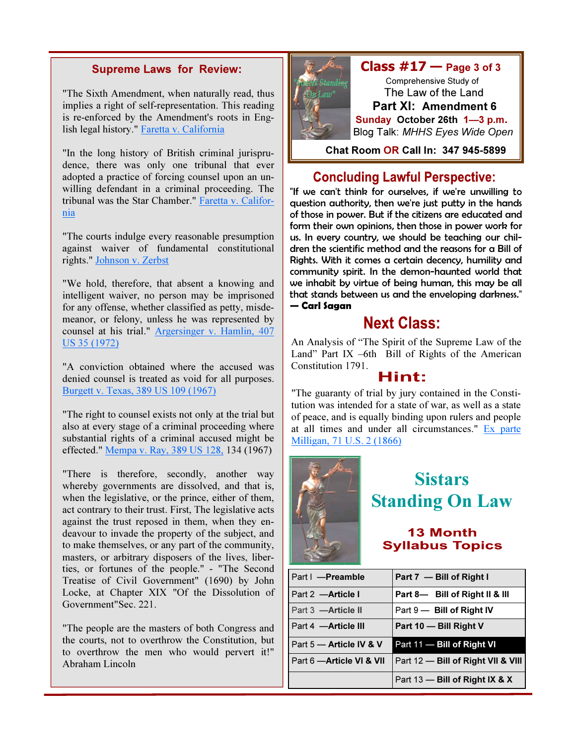## Supreme Laws for Review:

"The Sixth Amendment, when naturally read, thus implies a right of self-representation. This reading is re-enforced by the Amendment's roots in English legal history." Faretta v. California

"In the long history of British criminal jurisprudence, there was only one tribunal that ever adopted a practice of forcing counsel upon an unwilling defendant in a criminal proceeding. The tribunal was the Star Chamber." Faretta v. California

"The courts indulge every reasonable presumption against waiver of fundamental constitutional rights." Johnson v. Zerbst

"We hold, therefore, that absent a knowing and intelligent waiver, no person may be imprisoned for any offense, whether classified as petty, misdemeanor, or felony, unless he was represented by counsel at his trial." Argersinger v. Hamlin, 407 US 35 (1972)

"A conviction obtained where the accused was denied counsel is treated as void for all purposes. Burgett v. Texas, 389 US 109 (1967)

"The right to counsel exists not only at the trial but also at every stage of a criminal proceeding where substantial rights of a criminal accused might be effected." Mempa v. Ray, 389 US 128, 134 (1967)

"There is therefore, secondly, another way whereby governments are dissolved, and that is, when the legislative, or the prince, either of them, act contrary to their trust. First, The legislative acts against the trust reposed in them, when they endeavour to invade the property of the subject, and to make themselves, or any part of the community, masters, or arbitrary disposers of the lives, liberties, or fortunes of the people." - "The Second Treatise of Civil Government" (1690) by John Locke, at Chapter XIX "Of the Dissolution of Government"Sec. 221.

"The people are the masters of both Congress and the courts, not to overthrow the Constitution, but to overthrow the men who would pervert it!" Abraham Lincoln

## Class #17 — Page 3 of 3

Comprehensive Study of

The Law of the Land

**Part XI: Amendment 6**

**Sunday October 26th 1—3 p.m.**

Blog Talk: *MHHS Eyes Wide Open*

**Chat Room OR Call In: 347 945-5899**

## Concluding Lawful Perspective:

"If we can't think for ourselves, if we're unwilling to question authority, then we're just putty in the hands of those in power. But if the citizens are educated and form their own opinions, then those in power work for us. In every country, we should be teaching our children the scientific method and the reasons for a Bill of Rights. With it comes a certain decency, humility and community spirit. In the demon-haunted world that we inhabit by virtue of being human, this may be all that stands between us and the enveloping darkness." **— Carl Sagan**

## Next Class:

An Analysis of "The Spirit of the Supreme Law of the Land" Part IX –6th Bill of Rights of the American Constitution 1791.

### Hint:

"The guaranty of trial by jury contained in the Constitution was intended for a state of war, as well as a state of peace, and is equally binding upon rulers and people at all times and under all circumstances." Ex parte Milligan, 71 U.S. 2 (1866)

## Sistars Standing On Law

### 13 Month Syllabus Topics

| | |
|---|---|
| Part I —**Preamble** | **Part 7 — Bill of Right I** |
| Part 2 —**Article I** | **Part 8— Bill of Right II & III** |
| Part 3 —**Article II** | Part 9 — **Bill of Right IV** |
| Part 4 —**Article III** | **Part 10 — Bill Right V** |
| Part 5 — **Article IV & V** | Part 11 — **Bill of Right VI** |
| Part 6 —**Article VI & VII** | Part 12 — **Bill of Right VII & VIII** |
| | Part 13 — **Bill of Right IX & X** |